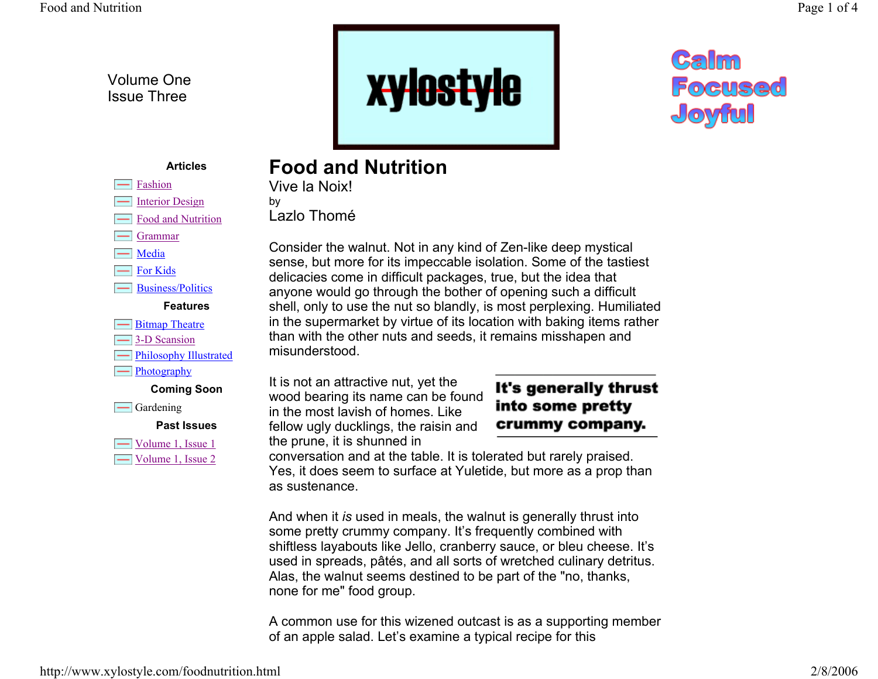Volume One
Issue Three

xylostyle

Calm
Focused
Joyful

**Articles**

- Fashion
- Interior Design
- Food and Nutrition
- Grammar
- Media
- For Kids
- Business/Politics

**Features**

- Bitmap Theatre
- 3-D Scansion
- Philosophy Illustrated
- Photography

**Coming Soon**

- Gardening

**Past Issues**

- Volume 1, Issue 1
- Volume 1, Issue 2

# Food and Nutrition

Vive la Noix!

by

Lazlo Thomé

Consider the walnut. Not in any kind of Zen-like deep mystical sense, but more for its impeccable isolation. Some of the tastiest delicacies come in difficult packages, true, but the idea that anyone would go through the bother of opening such a difficult shell, only to use the nut so blandly, is most perplexing. Humiliated in the supermarket by virtue of its location with baking items rather than with the other nuts and seeds, it remains misshapen and misunderstood.

> **It's generally thrust into some pretty crummy company.**

It is not an attractive nut, yet the wood bearing its name can be found in the most lavish of homes. Like fellow ugly ducklings, the raisin and the prune, it is shunned in conversation and at the table. It is tolerated but rarely praised. Yes, it does seem to surface at Yuletide, but more as a prop than as sustenance.

And when it *is* used in meals, the walnut is generally thrust into some pretty crummy company. It's frequently combined with shiftless layabouts like Jello, cranberry sauce, or bleu cheese. It's used in spreads, pâtés, and all sorts of wretched culinary detritus. Alas, the walnut seems destined to be part of the "no, thanks, none for me" food group.

A common use for this wizened outcast is as a supporting member of an apple salad. Let's examine a typical recipe for this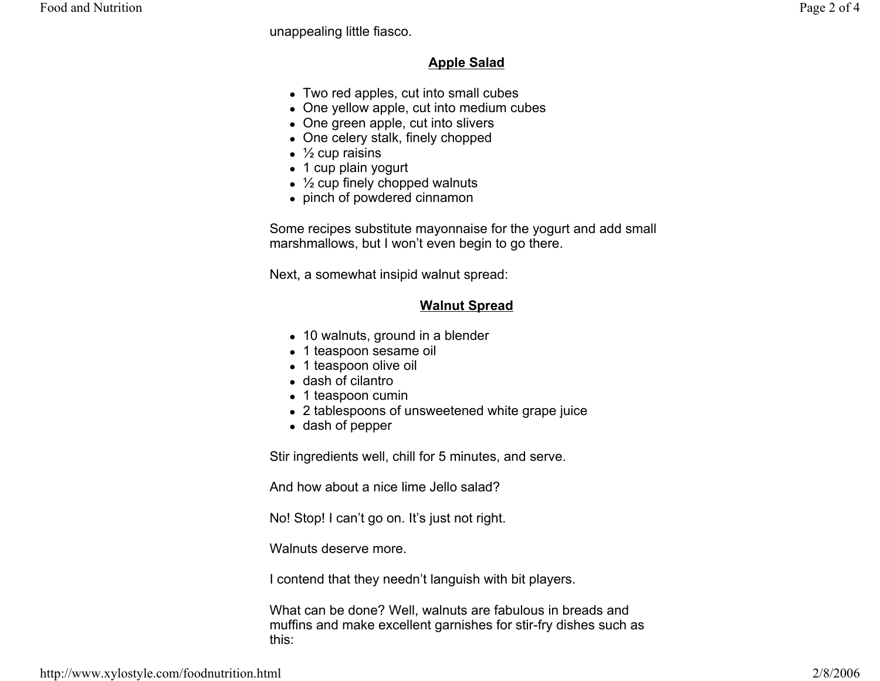unappealing little fiasco.

## Apple Salad

- Two red apples, cut into small cubes
- One yellow apple, cut into medium cubes
- One green apple, cut into slivers
- One celery stalk, finely chopped
- ½ cup raisins
- 1 cup plain yogurt
- ½ cup finely chopped walnuts
- pinch of powdered cinnamon

Some recipes substitute mayonnaise for the yogurt and add small marshmallows, but I won't even begin to go there.

Next, a somewhat insipid walnut spread:

## Walnut Spread

- 10 walnuts, ground in a blender
- 1 teaspoon sesame oil
- 1 teaspoon olive oil
- dash of cilantro
- 1 teaspoon cumin
- 2 tablespoons of unsweetened white grape juice
- dash of pepper

Stir ingredients well, chill for 5 minutes, and serve.

And how about a nice lime Jello salad?

No! Stop! I can't go on. It's just not right.

Walnuts deserve more.

I contend that they needn't languish with bit players.

What can be done? Well, walnuts are fabulous in breads and muffins and make excellent garnishes for stir-fry dishes such as this: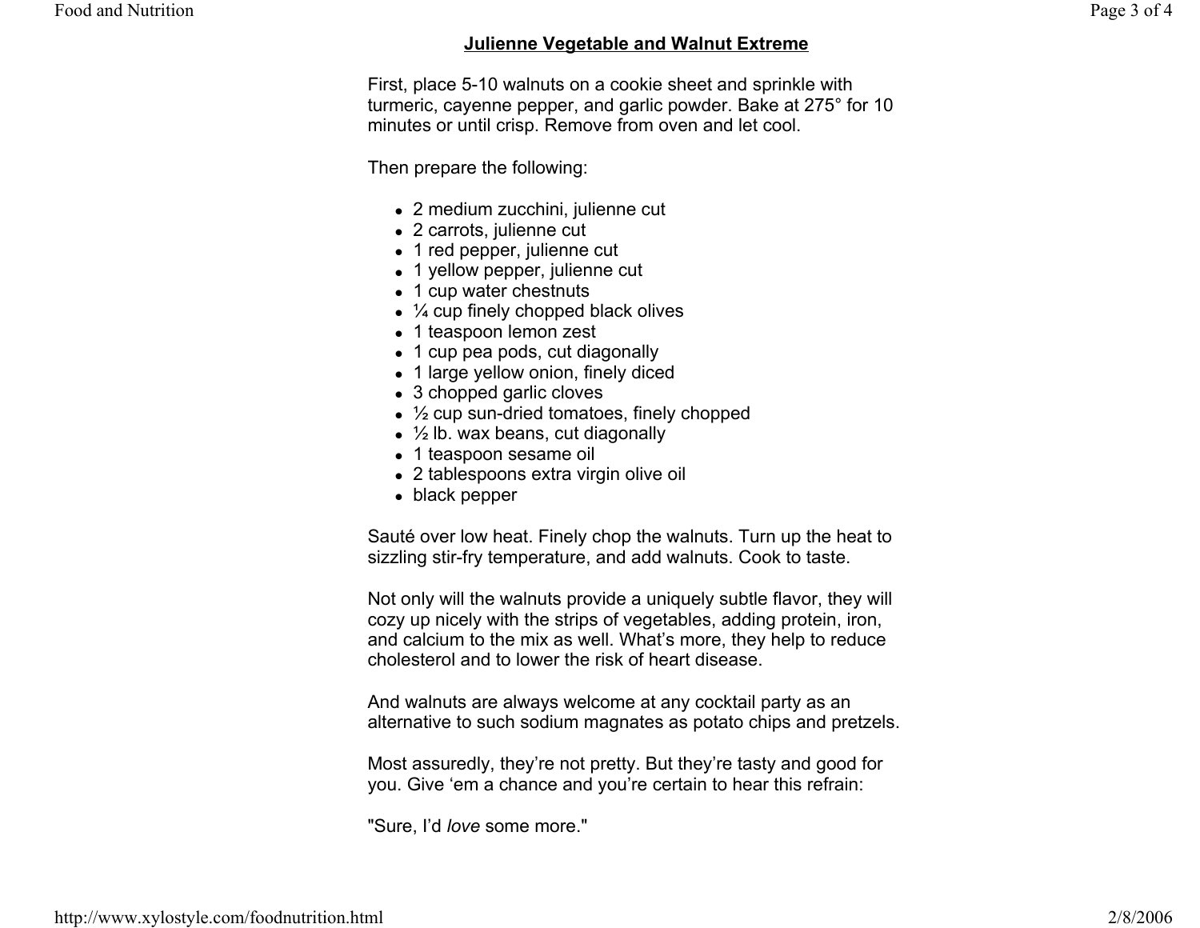## Julienne Vegetable and Walnut Extreme

First, place 5-10 walnuts on a cookie sheet and sprinkle with turmeric, cayenne pepper, and garlic powder. Bake at 275° for 10 minutes or until crisp. Remove from oven and let cool.

Then prepare the following:

- 2 medium zucchini, julienne cut
- 2 carrots, julienne cut
- 1 red pepper, julienne cut
- 1 yellow pepper, julienne cut
- 1 cup water chestnuts
- ¼ cup finely chopped black olives
- 1 teaspoon lemon zest
- 1 cup pea pods, cut diagonally
- 1 large yellow onion, finely diced
- 3 chopped garlic cloves
- ½ cup sun-dried tomatoes, finely chopped
- ½ lb. wax beans, cut diagonally
- 1 teaspoon sesame oil
- 2 tablespoons extra virgin olive oil
- black pepper

Sauté over low heat. Finely chop the walnuts. Turn up the heat to sizzling stir-fry temperature, and add walnuts. Cook to taste.

Not only will the walnuts provide a uniquely subtle flavor, they will cozy up nicely with the strips of vegetables, adding protein, iron, and calcium to the mix as well. What's more, they help to reduce cholesterol and to lower the risk of heart disease.

And walnuts are always welcome at any cocktail party as an alternative to such sodium magnates as potato chips and pretzels.

Most assuredly, they're not pretty. But they're tasty and good for you. Give 'em a chance and you're certain to hear this refrain:

"Sure, I'd *love* some more."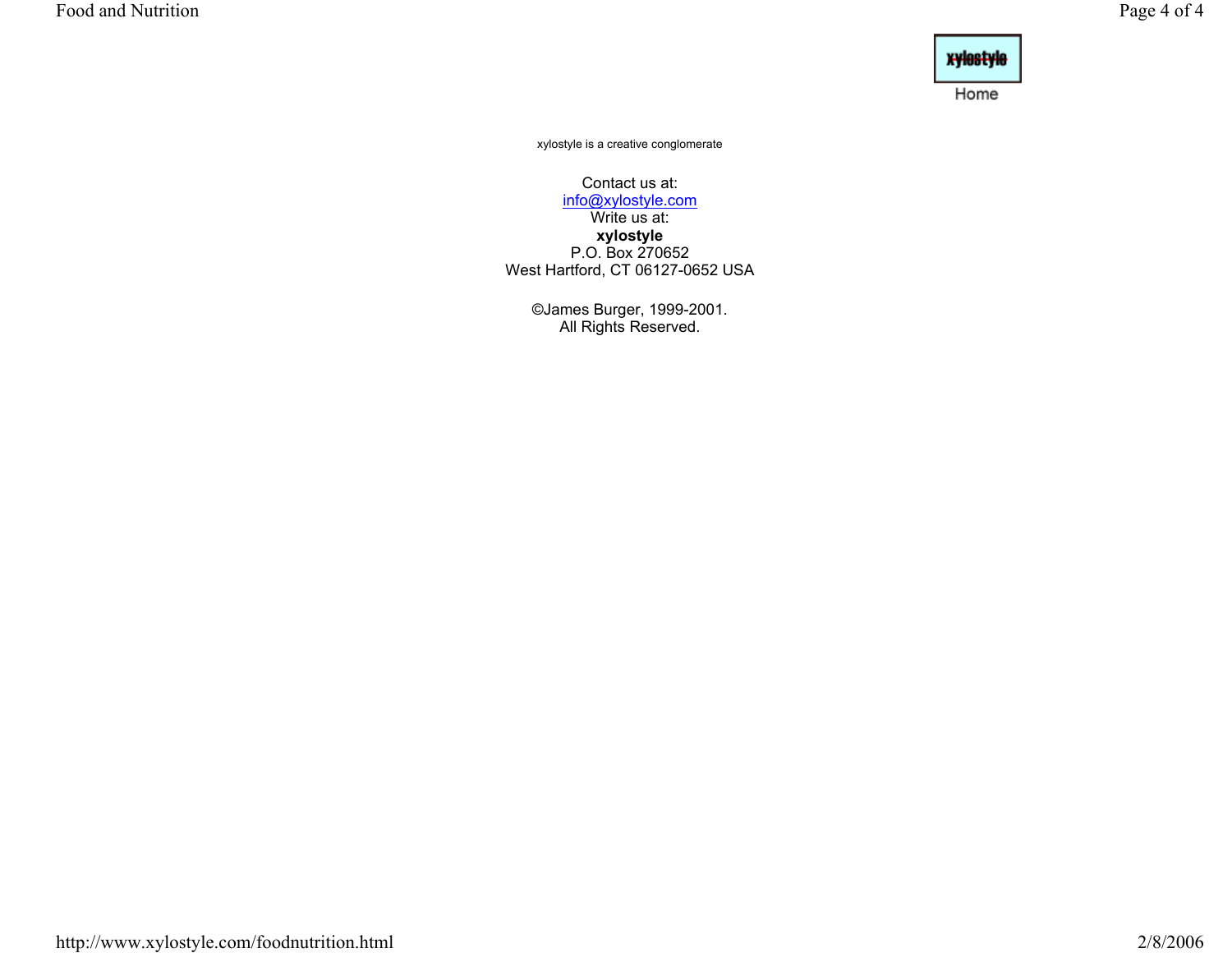xylostyle

Home

xylostyle is a creative conglomerate

Contact us at:
info@xylostyle.com
Write us at:
**xylostyle**
P.O. Box 270652
West Hartford, CT 06127-0652 USA

©James Burger, 1999-2001.
All Rights Reserved.